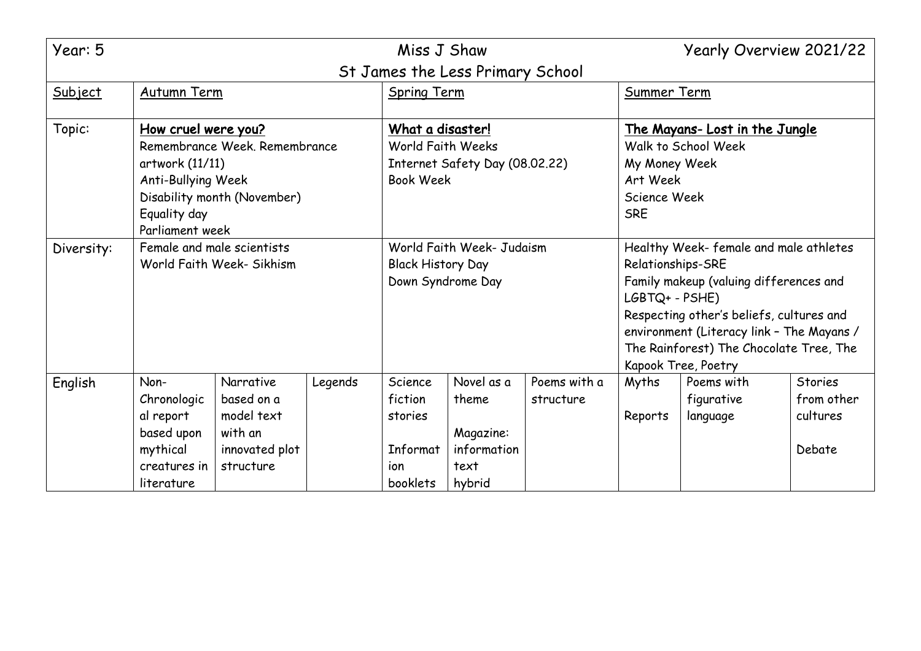| Year: 5 | Miss J Shaw<br>St James the Less Primary School | | | | | | Yearly Overview 2021/22 | | |
|---|---|---|---|---|---|---|---|---|---|
| Subject | Autumn Term | | | Spring Term | | | Summer Term | | |
| Topic: | **How cruel were you?**<br>Remembrance Week. Remembrance artwork (11/11)<br>Anti-Bullying Week<br>Disability month (November)<br>Equality day<br>Parliament week | | | **What a disaster!**<br>World Faith Weeks<br>Internet Safety Day (08.02.22)<br>Book Week | | | **The Mayans- Lost in the Jungle**<br>Walk to School Week<br>My Money Week<br>Art Week<br>Science Week<br>SRE | | |
| Diversity: | Female and male scientists<br>World Faith Week- Sikhism | | | World Faith Week- Judaism<br>Black History Day<br>Down Syndrome Day | | | Healthy Week- female and male athletes<br>Relationships-SRE<br>Family makeup (valuing differences and LGBTQ+ - PSHE)<br>Respecting other's beliefs, cultures and environment (Literacy link – The Mayans / The Rainforest) The Chocolate Tree, The Kapook Tree, Poetry | | |
| English | Non-Chronological report based upon mythical creatures in literature | Narrative based on a model text with an innovated plot structure | Legends | Science fiction stories<br><br>Information booklets | Novel as a theme<br><br>Magazine: information text hybrid | Poems with a structure | Myths<br><br>Reports | Poems with figurative language | Stories from other cultures<br><br>Debate |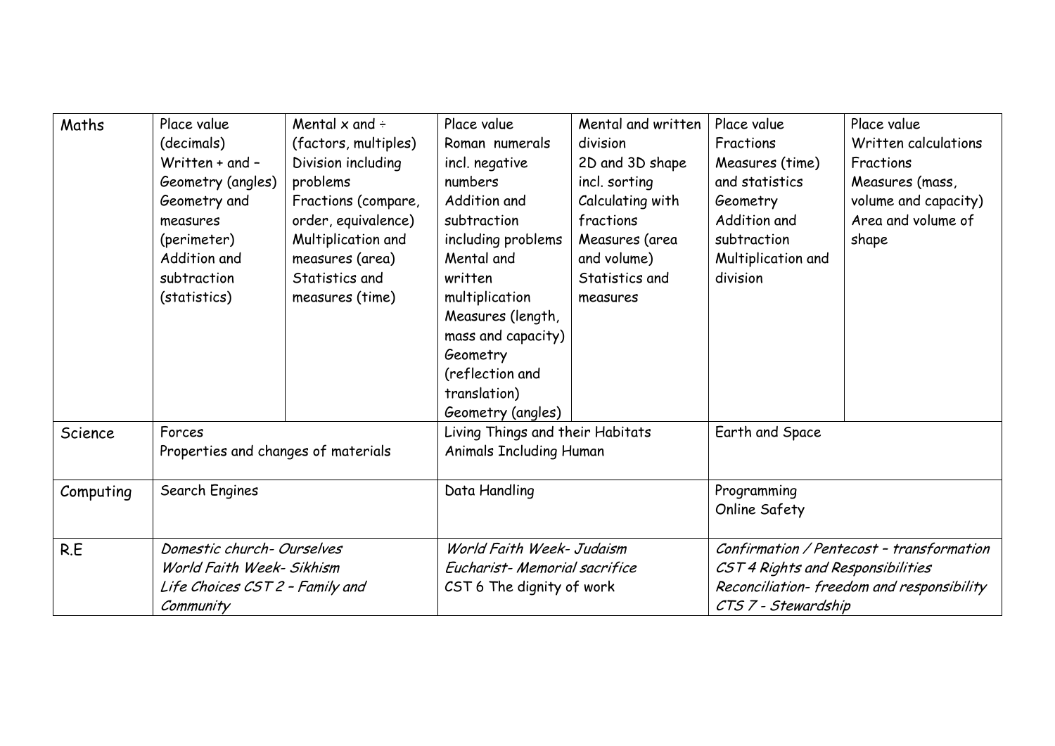| Maths | Place value (decimals)<br>Written + and –<br>Geometry (angles)<br>Geometry and measures (perimeter)<br>Addition and subtraction (statistics) | Mental x and ÷ (factors, multiples)<br>Division including problems<br>Fractions (compare, order, equivalence)<br>Multiplication and measures (area)<br>Statistics and measures (time) | Place value<br>Roman numerals incl. negative numbers<br>Addition and subtraction including problems<br>Mental and written multiplication<br>Measures (length, mass and capacity)<br>Geometry (reflection and translation)<br>Geometry (angles) | Mental and written division<br>2D and 3D shape incl. sorting<br>Calculating with fractions<br>Measures (area and volume)<br>Statistics and measures | Place value<br>Fractions<br>Measures (time) and statistics<br>Geometry<br>Addition and subtraction<br>Multiplication and division | Place value<br>Written calculations<br>Fractions<br>Measures (mass, volume and capacity)<br>Area and volume of shape |
|---|---|---|---|---|---|---|
| Science | Forces<br>Properties and changes of materials | | Living Things and their Habitats<br>Animals Including Human | | Earth and Space | |
| Computing | Search Engines | | Data Handling | | Programming<br>Online Safety | |
| R.E | *Domestic church- Ourselves*<br>*World Faith Week- Sikhism*<br>*Life Choices CST 2 – Family and Community* | | *World Faith Week- Judaism*<br>*Eucharist- Memorial sacrifice*<br>CST 6 The dignity of work | | *Confirmation / Pentecost – transformation*<br>*CST 4 Rights and Responsibilities*<br>*Reconciliation- freedom and responsibility*<br>*CTS 7 - Stewardship* | |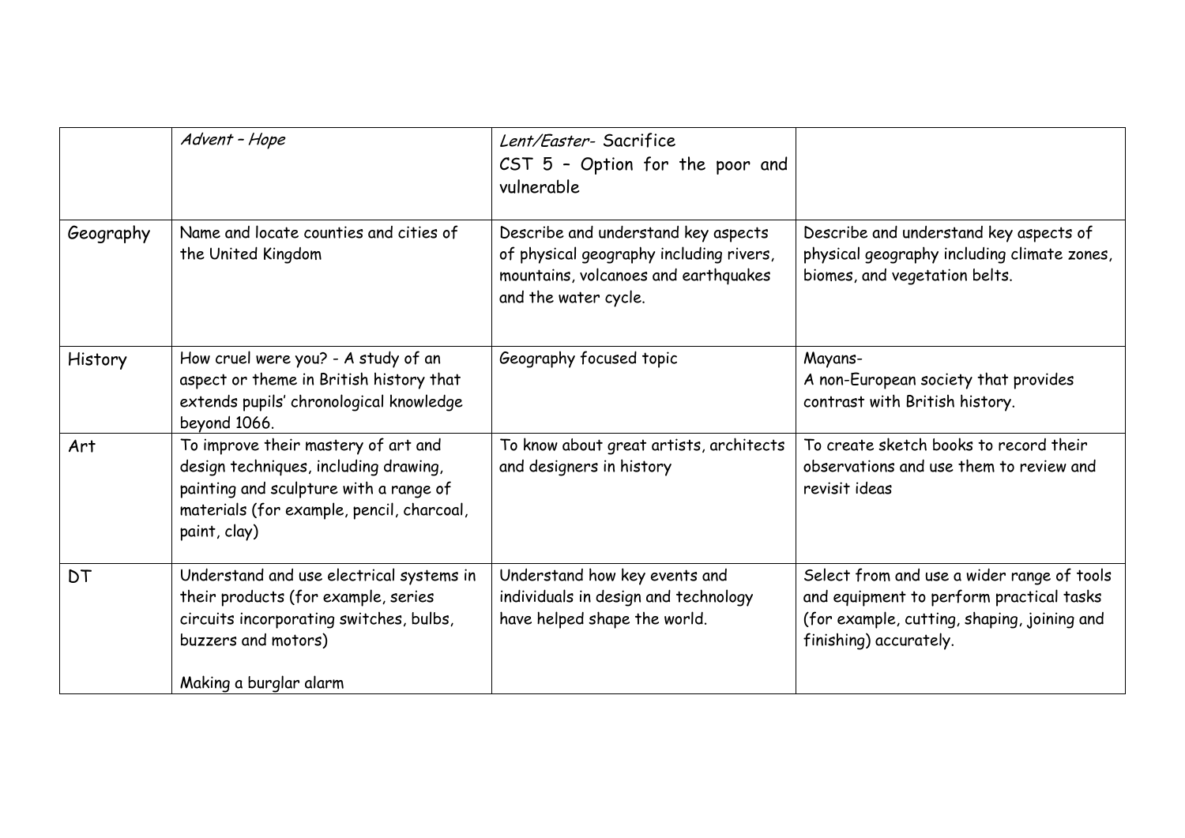| | *Advent – Hope* | *Lent/Easter*- Sacrifice<br>CST 5 – Option for the poor and vulnerable | |
|---|---|---|---|
| Geography | Name and locate counties and cities of the United Kingdom | Describe and understand key aspects of physical geography including rivers, mountains, volcanoes and earthquakes and the water cycle. | Describe and understand key aspects of physical geography including climate zones, biomes, and vegetation belts. |
| History | How cruel were you? - A study of an aspect or theme in British history that extends pupils' chronological knowledge beyond 1066. | Geography focused topic | Mayans-<br>A non-European society that provides contrast with British history. |
| Art | To improve their mastery of art and design techniques, including drawing, painting and sculpture with a range of materials (for example, pencil, charcoal, paint, clay) | To know about great artists, architects and designers in history | To create sketch books to record their observations and use them to review and revisit ideas |
| DT | Understand and use electrical systems in their products (for example, series circuits incorporating switches, bulbs, buzzers and motors)<br><br>Making a burglar alarm | Understand how key events and individuals in design and technology have helped shape the world. | Select from and use a wider range of tools and equipment to perform practical tasks (for example, cutting, shaping, joining and finishing) accurately. |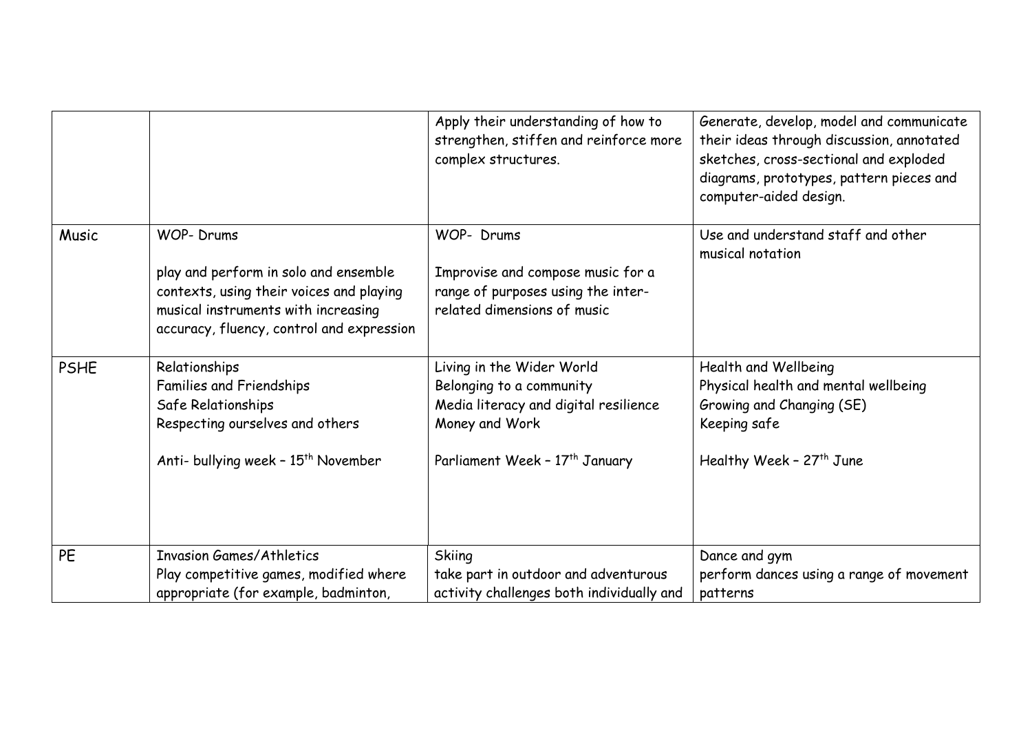| | | | |
|---|---|---|---|
| | | Apply their understanding of how to strengthen, stiffen and reinforce more complex structures. | Generate, develop, model and communicate their ideas through discussion, annotated sketches, cross-sectional and exploded diagrams, prototypes, pattern pieces and computer-aided design. |
| Music | WOP- Drums<br><br>play and perform in solo and ensemble contexts, using their voices and playing musical instruments with increasing accuracy, fluency, control and expression | WOP- Drums<br><br>Improvise and compose music for a range of purposes using the inter-related dimensions of music | Use and understand staff and other musical notation |
| PSHE | Relationships<br>Families and Friendships<br>Safe Relationships<br>Respecting ourselves and others<br><br>Anti- bullying week – 15th November | Living in the Wider World<br>Belonging to a community<br>Media literacy and digital resilience<br>Money and Work<br><br>Parliament Week – 17th January | Health and Wellbeing<br>Physical health and mental wellbeing<br>Growing and Changing (SE)<br>Keeping safe<br><br>Healthy Week – 27th June |
| PE | Invasion Games/Athletics<br>Play competitive games, modified where appropriate (for example, badminton, | Skiing<br>take part in outdoor and adventurous activity challenges both individually and | Dance and gym<br>perform dances using a range of movement patterns |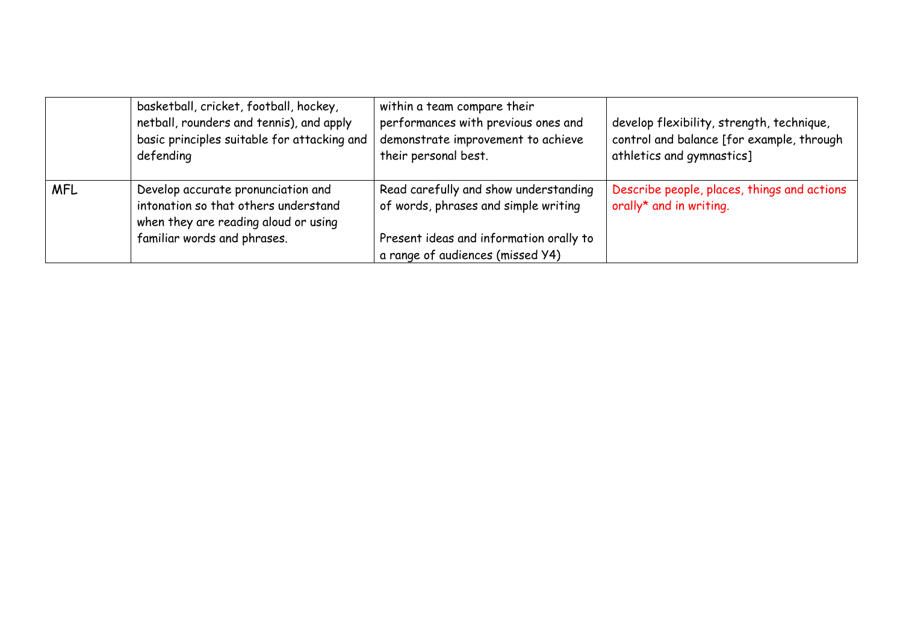| | | | |
|---|---|---|---|
| | basketball, cricket, football, hockey, netball, rounders and tennis), and apply basic principles suitable for attacking and defending | within a team compare their performances with previous ones and demonstrate improvement to achieve their personal best. | develop flexibility, strength, technique, control and balance [for example, through athletics and gymnastics] |
| MFL | Develop accurate pronunciation and intonation so that others understand when they are reading aloud or using familiar words and phrases. | Read carefully and show understanding of words, phrases and simple writing<br><br>Present ideas and information orally to a range of audiences (missed Y4) | Describe people, places, things and actions orally* and in writing. |